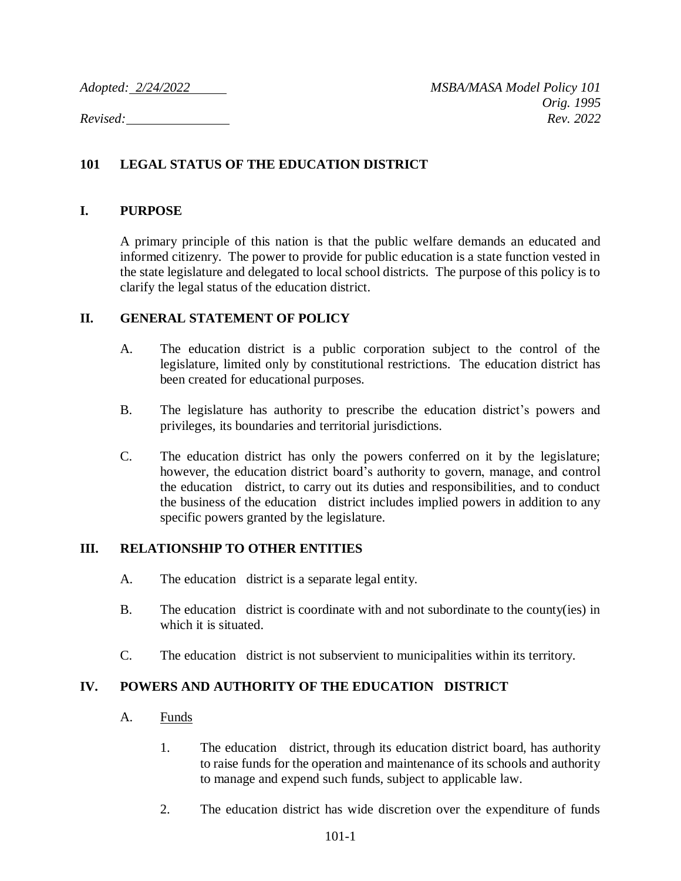*Adopted: 2/24/2022* *MSBA/MASA Model Policy 101*
*Orig. 1995*
*Revised:* *Rev. 2022*

# 101 LEGAL STATUS OF THE EDUCATION DISTRICT

## I. PURPOSE

A primary principle of this nation is that the public welfare demands an educated and informed citizenry. The power to provide for public education is a state function vested in the state legislature and delegated to local school districts. The purpose of this policy is to clarify the legal status of the education district.

## II. GENERAL STATEMENT OF POLICY

A. The education district is a public corporation subject to the control of the legislature, limited only by constitutional restrictions. The education district has been created for educational purposes.

B. The legislature has authority to prescribe the education district's powers and privileges, its boundaries and territorial jurisdictions.

C. The education district has only the powers conferred on it by the legislature; however, the education district board's authority to govern, manage, and control the education district, to carry out its duties and responsibilities, and to conduct the business of the education district includes implied powers in addition to any specific powers granted by the legislature.

## III. RELATIONSHIP TO OTHER ENTITIES

A. The education district is a separate legal entity.

B. The education district is coordinate with and not subordinate to the county(ies) in which it is situated.

C. The education district is not subservient to municipalities within its territory.

## IV. POWERS AND AUTHORITY OF THE EDUCATION DISTRICT

A. Funds

1. The education district, through its education district board, has authority to raise funds for the operation and maintenance of its schools and authority to manage and expend such funds, subject to applicable law.

2. The education district has wide discretion over the expenditure of funds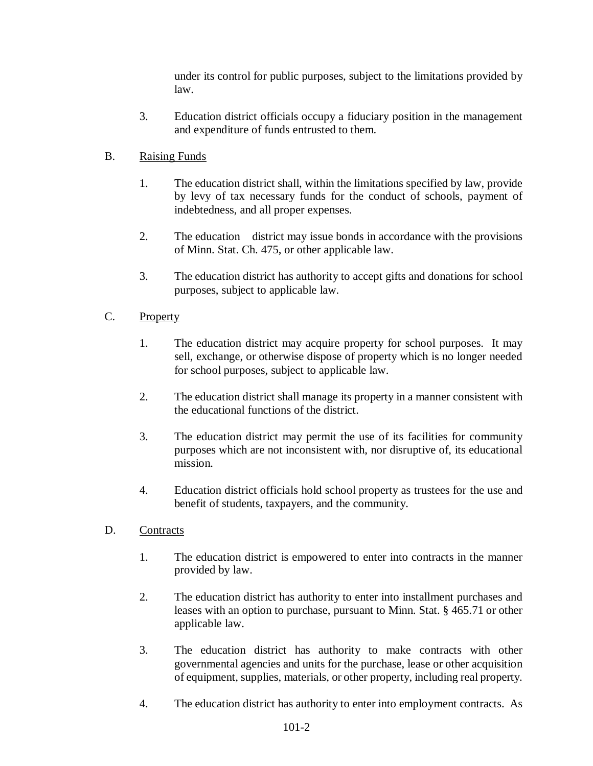under its control for public purposes, subject to the limitations provided by law.

3. Education district officials occupy a fiduciary position in the management and expenditure of funds entrusted to them.

B. Raising Funds

1. The education district shall, within the limitations specified by law, provide by levy of tax necessary funds for the conduct of schools, payment of indebtedness, and all proper expenses.

2. The education district may issue bonds in accordance with the provisions of Minn. Stat. Ch. 475, or other applicable law.

3. The education district has authority to accept gifts and donations for school purposes, subject to applicable law.

C. Property

1. The education district may acquire property for school purposes. It may sell, exchange, or otherwise dispose of property which is no longer needed for school purposes, subject to applicable law.

2. The education district shall manage its property in a manner consistent with the educational functions of the district.

3. The education district may permit the use of its facilities for community purposes which are not inconsistent with, nor disruptive of, its educational mission.

4. Education district officials hold school property as trustees for the use and benefit of students, taxpayers, and the community.

D. Contracts

1. The education district is empowered to enter into contracts in the manner provided by law.

2. The education district has authority to enter into installment purchases and leases with an option to purchase, pursuant to Minn. Stat. § 465.71 or other applicable law.

3. The education district has authority to make contracts with other governmental agencies and units for the purchase, lease or other acquisition of equipment, supplies, materials, or other property, including real property.

4. The education district has authority to enter into employment contracts. As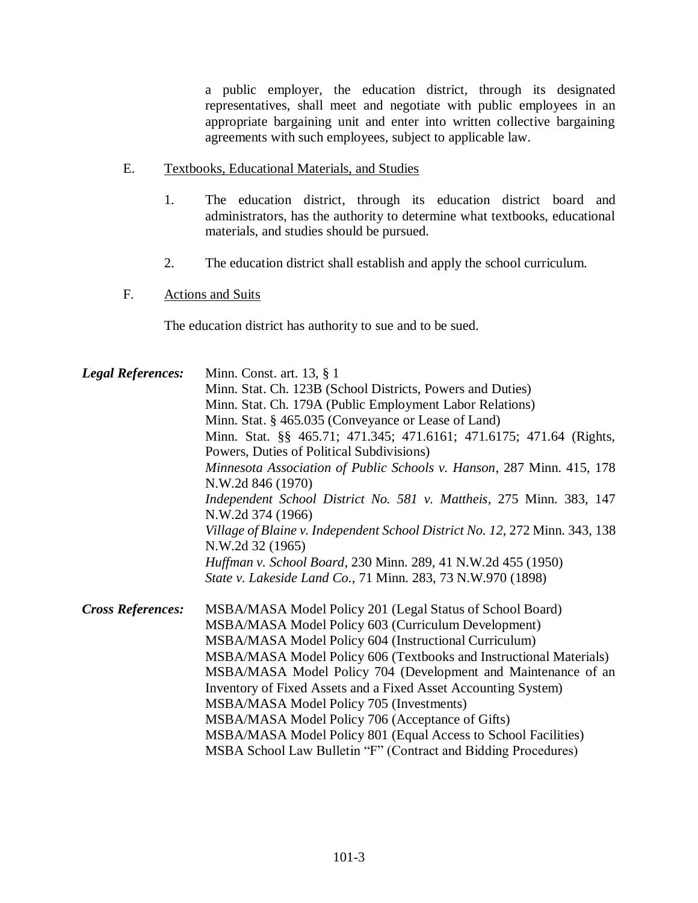a public employer, the education district, through its designated representatives, shall meet and negotiate with public employees in an appropriate bargaining unit and enter into written collective bargaining agreements with such employees, subject to applicable law.

E. Textbooks, Educational Materials, and Studies

1. The education district, through its education district board and administrators, has the authority to determine what textbooks, educational materials, and studies should be pursued.

2. The education district shall establish and apply the school curriculum.

F. Actions and Suits

The education district has authority to sue and to be sued.

***Legal References:***

Minn. Const. art. 13, § 1
Minn. Stat. Ch. 123B (School Districts, Powers and Duties)
Minn. Stat. Ch. 179A (Public Employment Labor Relations)
Minn. Stat. § 465.035 (Conveyance or Lease of Land)
Minn. Stat. §§ 465.71; 471.345; 471.6161; 471.6175; 471.64 (Rights, Powers, Duties of Political Subdivisions)
*Minnesota Association of Public Schools v. Hanson*, 287 Minn. 415, 178 N.W.2d 846 (1970)
*Independent School District No. 581 v. Mattheis*, 275 Minn. 383, 147 N.W.2d 374 (1966)
*Village of Blaine v. Independent School District No. 12*, 272 Minn. 343, 138 N.W.2d 32 (1965)
*Huffman v. School Board*, 230 Minn. 289, 41 N.W.2d 455 (1950)
*State v. Lakeside Land Co.*, 71 Minn. 283, 73 N.W.970 (1898)

***Cross References:***

MSBA/MASA Model Policy 201 (Legal Status of School Board)
MSBA/MASA Model Policy 603 (Curriculum Development)
MSBA/MASA Model Policy 604 (Instructional Curriculum)
MSBA/MASA Model Policy 606 (Textbooks and Instructional Materials)
MSBA/MASA Model Policy 704 (Development and Maintenance of an Inventory of Fixed Assets and a Fixed Asset Accounting System)
MSBA/MASA Model Policy 705 (Investments)
MSBA/MASA Model Policy 706 (Acceptance of Gifts)
MSBA/MASA Model Policy 801 (Equal Access to School Facilities)
MSBA School Law Bulletin "F" (Contract and Bidding Procedures)